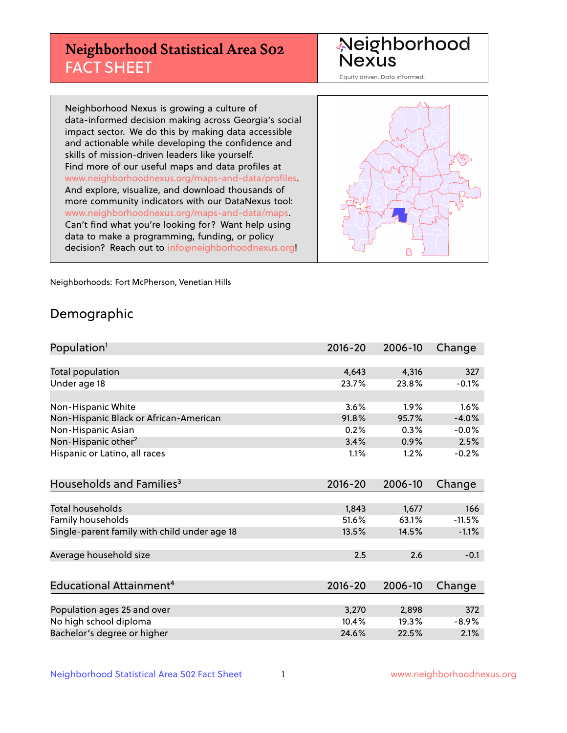# Neighborhood Statistical Area S02 FACT SHEET

Neighborhood Nexus

Equity driven. Data informed.

Neighborhood Nexus is growing a culture of data-informed decision making across Georgia's social impact sector. We do this by making data accessible and actionable while developing the confidence and skills of mission-driven leaders like yourself. Find more of our useful maps and data profiles at www.neighborhoodnexus.org/maps-and-data/profiles. And explore, visualize, and download thousands of more community indicators with our DataNexus tool: www.neighborhoodnexus.org/maps-and-data/maps. Can't find what you're looking for? Want help using data to make a programming, funding, or policy decision? Reach out to info@neighborhoodnexus.org!

Neighborhoods: Fort McPherson, Venetian Hills

## Demographic

| Population[1] | 2016-20 | 2006-10 | Change |
|---|---|---|---|
| Total population | 4,643 | 4,316 | 327 |
| Under age 18 | 23.7% | 23.8% | -0.1% |
| | | | |
| Non-Hispanic White | 3.6% | 1.9% | 1.6% |
| Non-Hispanic Black or African-American | 91.8% | 95.7% | -4.0% |
| Non-Hispanic Asian | 0.2% | 0.3% | -0.0% |
| Non-Hispanic other[2] | 3.4% | 0.9% | 2.5% |
| Hispanic or Latino, all races | 1.1% | 1.2% | -0.2% |

| Households and Families[3] | 2016-20 | 2006-10 | Change |
|---|---|---|---|
| Total households | 1,843 | 1,677 | 166 |
| Family households | 51.6% | 63.1% | -11.5% |
| Single-parent family with child under age 18 | 13.5% | 14.5% | -1.1% |
| | | | |
| Average household size | 2.5 | 2.6 | -0.1 |

| Educational Attainment[4] | 2016-20 | 2006-10 | Change |
|---|---|---|---|
| Population ages 25 and over | 3,270 | 2,898 | 372 |
| No high school diploma | 10.4% | 19.3% | -8.9% |
| Bachelor's degree or higher | 24.6% | 22.5% | 2.1% |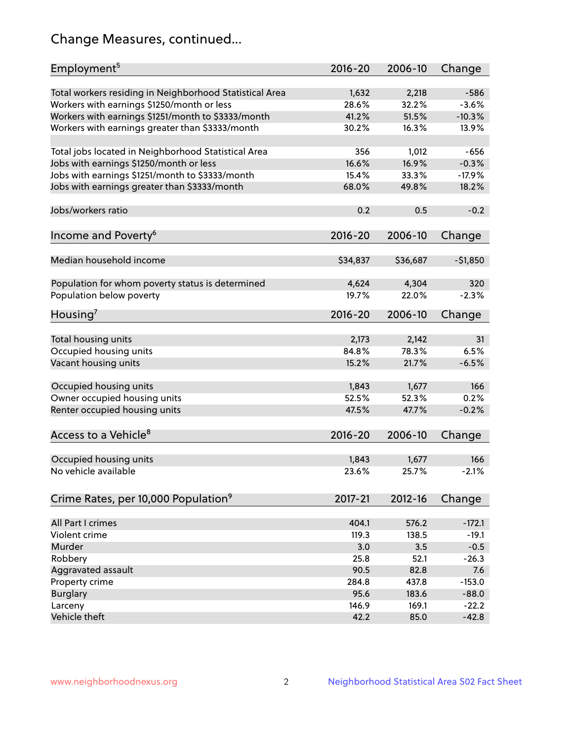## Change Measures, continued...

| Employment[5] | 2016-20 | 2006-10 | Change |
|---|---|---|---|
| Total workers residing in Neighborhood Statistical Area | 1,632 | 2,218 | -586 |
| Workers with earnings $1250/month or less | 28.6% | 32.2% | -3.6% |
| Workers with earnings $1251/month to $3333/month | 41.2% | 51.5% | -10.3% |
| Workers with earnings greater than $3333/month | 30.2% | 16.3% | 13.9% |
| | | | |
| Total jobs located in Neighborhood Statistical Area | 356 | 1,012 | -656 |
| Jobs with earnings $1250/month or less | 16.6% | 16.9% | -0.3% |
| Jobs with earnings $1251/month to $3333/month | 15.4% | 33.3% | -17.9% |
| Jobs with earnings greater than $3333/month | 68.0% | 49.8% | 18.2% |
| | | | |
| Jobs/workers ratio | 0.2 | 0.5 | -0.2 |

| Income and Poverty[6] | 2016-20 | 2006-10 | Change |
|---|---|---|---|
| Median household income | $34,837 | $36,687 | -$1,850 |
| | | | |
| Population for whom poverty status is determined | 4,624 | 4,304 | 320 |
| Population below poverty | 19.7% | 22.0% | -2.3% |

| Housing[7] | 2016-20 | 2006-10 | Change |
|---|---|---|---|
| Total housing units | 2,173 | 2,142 | 31 |
| Occupied housing units | 84.8% | 78.3% | 6.5% |
| Vacant housing units | 15.2% | 21.7% | -6.5% |
| | | | |
| Occupied housing units | 1,843 | 1,677 | 166 |
| Owner occupied housing units | 52.5% | 52.3% | 0.2% |
| Renter occupied housing units | 47.5% | 47.7% | -0.2% |

| Access to a Vehicle[8] | 2016-20 | 2006-10 | Change |
|---|---|---|---|
| Occupied housing units | 1,843 | 1,677 | 166 |
| No vehicle available | 23.6% | 25.7% | -2.1% |

| Crime Rates, per 10,000 Population[9] | 2017-21 | 2012-16 | Change |
|---|---|---|---|
| All Part I crimes | 404.1 | 576.2 | -172.1 |
| Violent crime | 119.3 | 138.5 | -19.1 |
| Murder | 3.0 | 3.5 | -0.5 |
| Robbery | 25.8 | 52.1 | -26.3 |
| Aggravated assault | 90.5 | 82.8 | 7.6 |
| Property crime | 284.8 | 437.8 | -153.0 |
| Burglary | 95.6 | 183.6 | -88.0 |
| Larceny | 146.9 | 169.1 | -22.2 |
| Vehicle theft | 42.2 | 85.0 | -42.8 |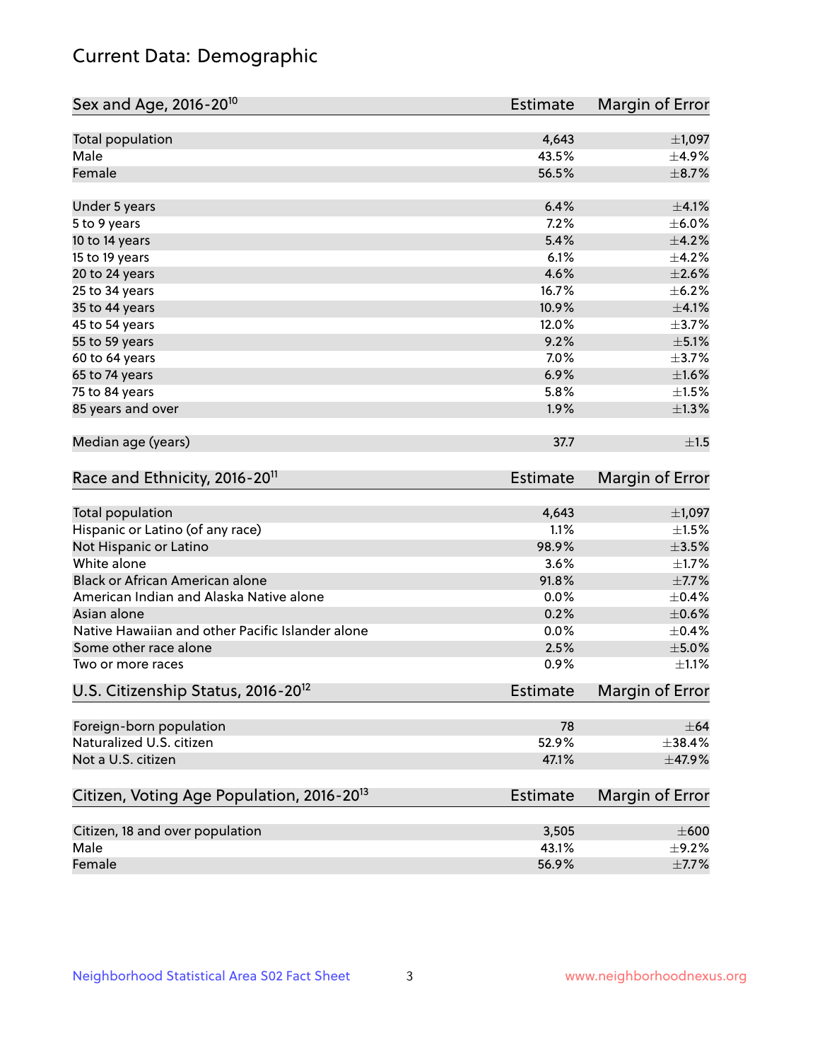# Current Data: Demographic

| Sex and Age, 2016-20[10] | Estimate | Margin of Error |
|---|---|---|
| Total population | 4,643 | ±1,097 |
| Male | 43.5% | ±4.9% |
| Female | 56.5% | ±8.7% |
| Under 5 years | 6.4% | ±4.1% |
| 5 to 9 years | 7.2% | ±6.0% |
| 10 to 14 years | 5.4% | ±4.2% |
| 15 to 19 years | 6.1% | ±4.2% |
| 20 to 24 years | 4.6% | ±2.6% |
| 25 to 34 years | 16.7% | ±6.2% |
| 35 to 44 years | 10.9% | ±4.1% |
| 45 to 54 years | 12.0% | ±3.7% |
| 55 to 59 years | 9.2% | ±5.1% |
| 60 to 64 years | 7.0% | ±3.7% |
| 65 to 74 years | 6.9% | ±1.6% |
| 75 to 84 years | 5.8% | ±1.5% |
| 85 years and over | 1.9% | ±1.3% |
| Median age (years) | 37.7 | ±1.5 |

| Race and Ethnicity, 2016-20[11] | Estimate | Margin of Error |
|---|---|---|
| Total population | 4,643 | ±1,097 |
| Hispanic or Latino (of any race) | 1.1% | ±1.5% |
| Not Hispanic or Latino | 98.9% | ±3.5% |
| White alone | 3.6% | ±1.7% |
| Black or African American alone | 91.8% | ±7.7% |
| American Indian and Alaska Native alone | 0.0% | ±0.4% |
| Asian alone | 0.2% | ±0.6% |
| Native Hawaiian and other Pacific Islander alone | 0.0% | ±0.4% |
| Some other race alone | 2.5% | ±5.0% |
| Two or more races | 0.9% | ±1.1% |

| U.S. Citizenship Status, 2016-20[12] | Estimate | Margin of Error |
|---|---|---|
| Foreign-born population | 78 | ±64 |
| Naturalized U.S. citizen | 52.9% | ±38.4% |
| Not a U.S. citizen | 47.1% | ±47.9% |

| Citizen, Voting Age Population, 2016-20[13] | Estimate | Margin of Error |
|---|---|---|
| Citizen, 18 and over population | 3,505 | ±600 |
| Male | 43.1% | ±9.2% |
| Female | 56.9% | ±7.7% |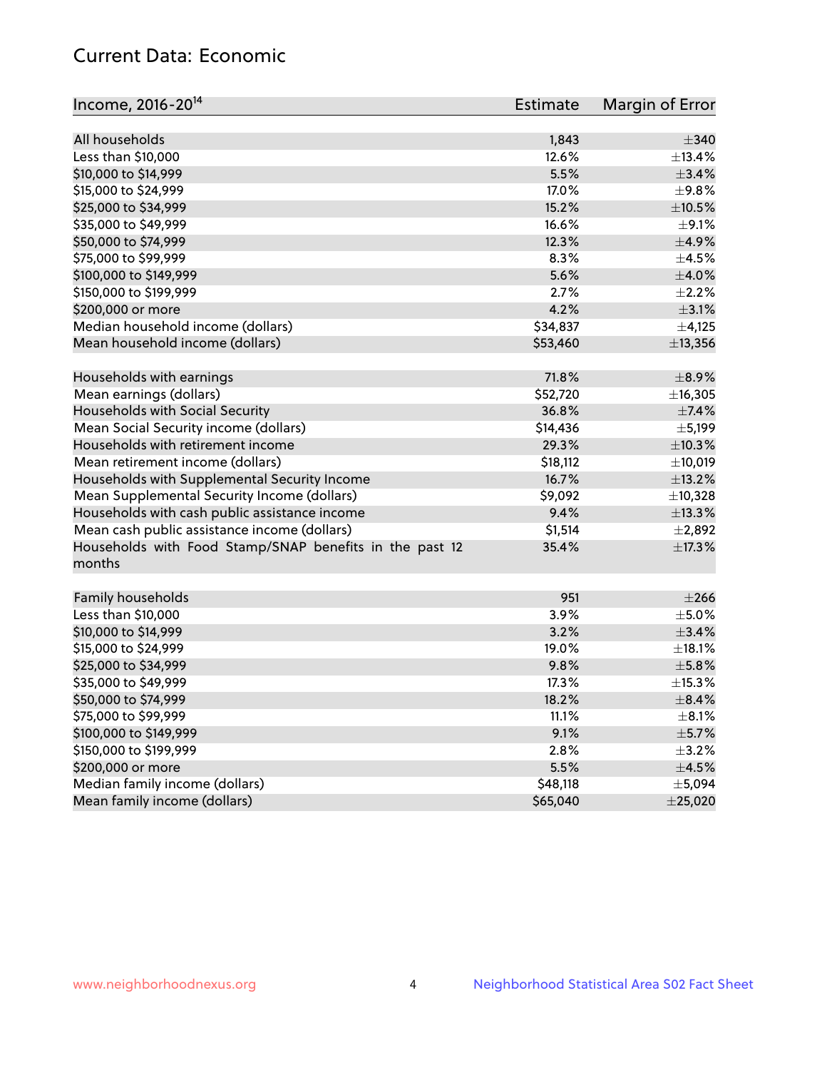## Current Data: Economic

| Income, 2016-20[14] | Estimate | Margin of Error |
|---|---|---|
| All households | 1,843 | ±340 |
| Less than $10,000 | 12.6% | ±13.4% |
| $10,000 to $14,999 | 5.5% | ±3.4% |
| $15,000 to $24,999 | 17.0% | ±9.8% |
| $25,000 to $34,999 | 15.2% | ±10.5% |
| $35,000 to $49,999 | 16.6% | ±9.1% |
| $50,000 to $74,999 | 12.3% | ±4.9% |
| $75,000 to $99,999 | 8.3% | ±4.5% |
| $100,000 to $149,999 | 5.6% | ±4.0% |
| $150,000 to $199,999 | 2.7% | ±2.2% |
| $200,000 or more | 4.2% | ±3.1% |
| Median household income (dollars) | $34,837 | ±4,125 |
| Mean household income (dollars) | $53,460 | ±13,356 |
| | | |
| Households with earnings | 71.8% | ±8.9% |
| Mean earnings (dollars) | $52,720 | ±16,305 |
| Households with Social Security | 36.8% | ±7.4% |
| Mean Social Security income (dollars) | $14,436 | ±5,199 |
| Households with retirement income | 29.3% | ±10.3% |
| Mean retirement income (dollars) | $18,112 | ±10,019 |
| Households with Supplemental Security Income | 16.7% | ±13.2% |
| Mean Supplemental Security Income (dollars) | $9,092 | ±10,328 |
| Households with cash public assistance income | 9.4% | ±13.3% |
| Mean cash public assistance income (dollars) | $1,514 | ±2,892 |
| Households with Food Stamp/SNAP benefits in the past 12 months | 35.4% | ±17.3% |
| | | |
| Family households | 951 | ±266 |
| Less than $10,000 | 3.9% | ±5.0% |
| $10,000 to $14,999 | 3.2% | ±3.4% |
| $15,000 to $24,999 | 19.0% | ±18.1% |
| $25,000 to $34,999 | 9.8% | ±5.8% |
| $35,000 to $49,999 | 17.3% | ±15.3% |
| $50,000 to $74,999 | 18.2% | ±8.4% |
| $75,000 to $99,999 | 11.1% | ±8.1% |
| $100,000 to $149,999 | 9.1% | ±5.7% |
| $150,000 to $199,999 | 2.8% | ±3.2% |
| $200,000 or more | 5.5% | ±4.5% |
| Median family income (dollars) | $48,118 | ±5,094 |
| Mean family income (dollars) | $65,040 | ±25,020 |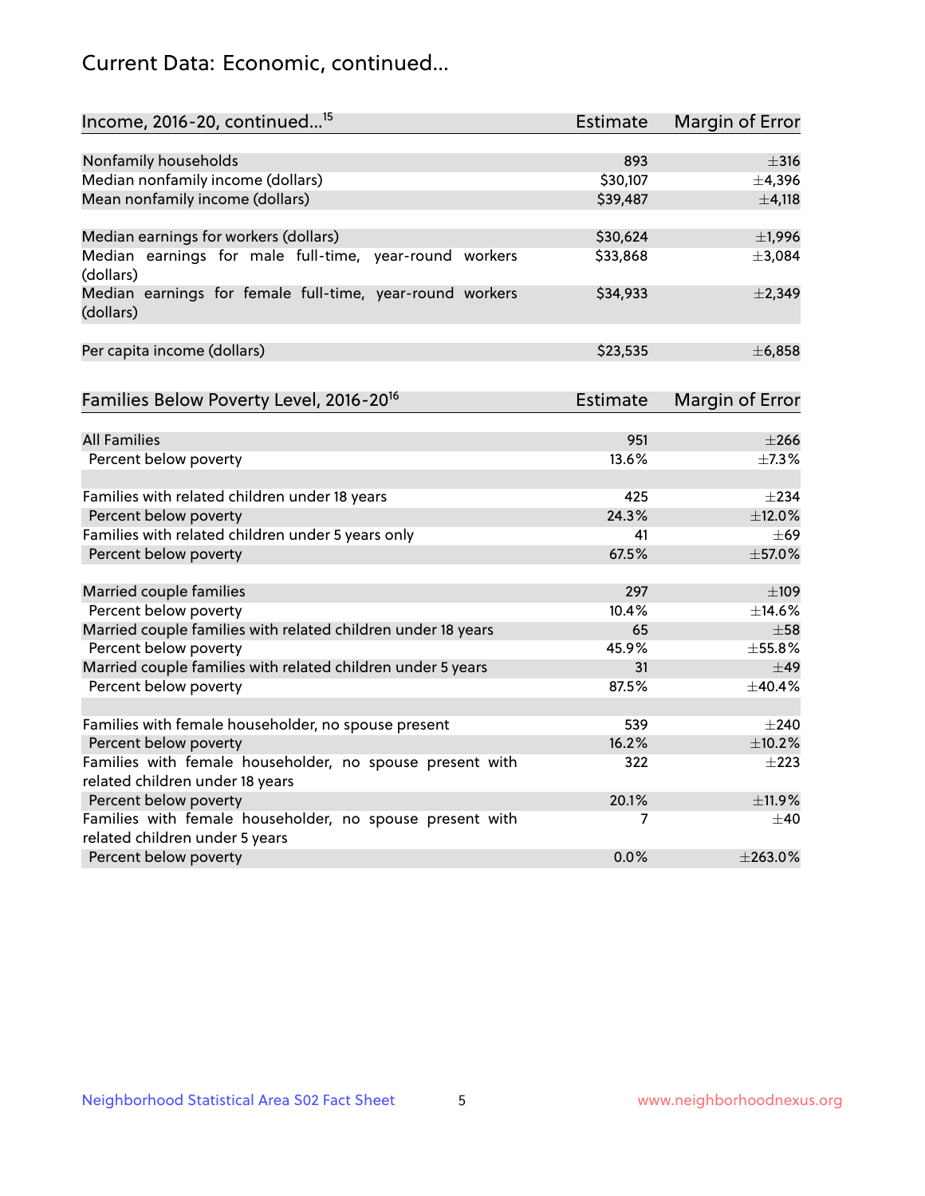## Current Data: Economic, continued...

| Income, 2016-20, continued...[15] | Estimate | Margin of Error |
|---|---|---|
| Nonfamily households | 893 | ±316 |
| Median nonfamily income (dollars) | $30,107 | ±4,396 |
| Mean nonfamily income (dollars) | $39,487 | ±4,118 |
| | | |
| Median earnings for workers (dollars) | $30,624 | ±1,996 |
| Median earnings for male full-time, year-round workers (dollars) | $33,868 | ±3,084 |
| Median earnings for female full-time, year-round workers (dollars) | $34,933 | ±2,349 |
| | | |
| Per capita income (dollars) | $23,535 | ±6,858 |

| Families Below Poverty Level, 2016-20[16] | Estimate | Margin of Error |
|---|---|---|
| All Families | 951 | ±266 |
| Percent below poverty | 13.6% | ±7.3% |
| | | |
| Families with related children under 18 years | 425 | ±234 |
| Percent below poverty | 24.3% | ±12.0% |
| Families with related children under 5 years only | 41 | ±69 |
| Percent below poverty | 67.5% | ±57.0% |
| | | |
| Married couple families | 297 | ±109 |
| Percent below poverty | 10.4% | ±14.6% |
| Married couple families with related children under 18 years | 65 | ±58 |
| Percent below poverty | 45.9% | ±55.8% |
| Married couple families with related children under 5 years | 31 | ±49 |
| Percent below poverty | 87.5% | ±40.4% |
| | | |
| Families with female householder, no spouse present | 539 | ±240 |
| Percent below poverty | 16.2% | ±10.2% |
| Families with female householder, no spouse present with related children under 18 years | 322 | ±223 |
| Percent below poverty | 20.1% | ±11.9% |
| Families with female householder, no spouse present with related children under 5 years | 7 | ±40 |
| Percent below poverty | 0.0% | ±263.0% |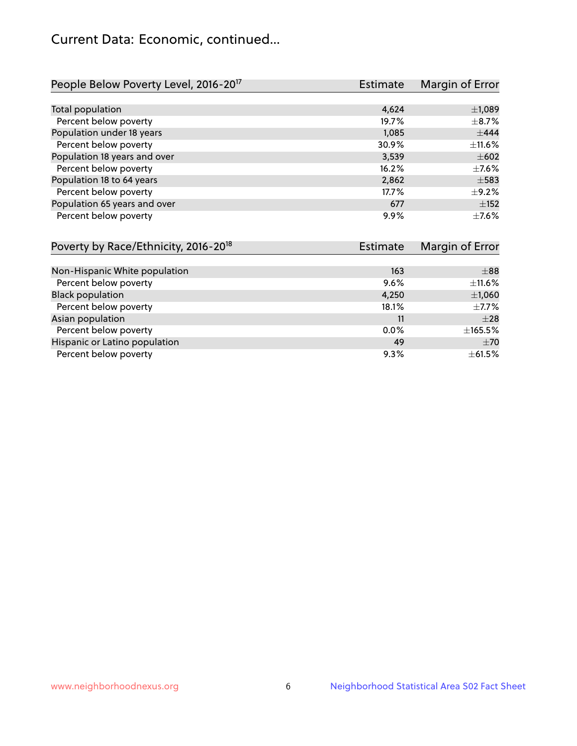## Current Data: Economic, continued...

| People Below Poverty Level, 2016-20[17] | Estimate | Margin of Error |
|---|---|---|
| Total population | 4,624 | ±1,089 |
| Percent below poverty | 19.7% | ±8.7% |
| Population under 18 years | 1,085 | ±444 |
| Percent below poverty | 30.9% | ±11.6% |
| Population 18 years and over | 3,539 | ±602 |
| Percent below poverty | 16.2% | ±7.6% |
| Population 18 to 64 years | 2,862 | ±583 |
| Percent below poverty | 17.7% | ±9.2% |
| Population 65 years and over | 677 | ±152 |
| Percent below poverty | 9.9% | ±7.6% |

| Poverty by Race/Ethnicity, 2016-20[18] | Estimate | Margin of Error |
|---|---|---|
| Non-Hispanic White population | 163 | ±88 |
| Percent below poverty | 9.6% | ±11.6% |
| Black population | 4,250 | ±1,060 |
| Percent below poverty | 18.1% | ±7.7% |
| Asian population | 11 | ±28 |
| Percent below poverty | 0.0% | ±165.5% |
| Hispanic or Latino population | 49 | ±70 |
| Percent below poverty | 9.3% | ±61.5% |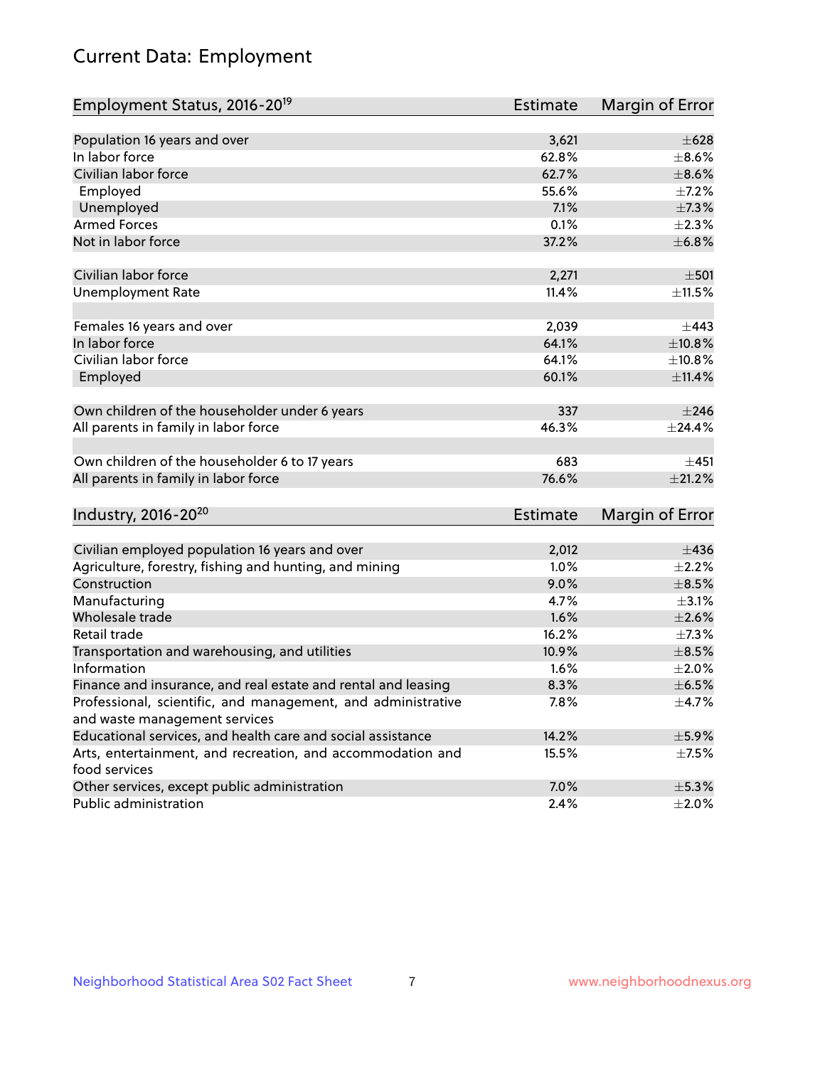# Current Data: Employment

| Employment Status, 2016-20[19] | Estimate | Margin of Error |
|---|---|---|
| Population 16 years and over | 3,621 | ±628 |
| In labor force | 62.8% | ±8.6% |
| Civilian labor force | 62.7% | ±8.6% |
| Employed | 55.6% | ±7.2% |
| Unemployed | 7.1% | ±7.3% |
| Armed Forces | 0.1% | ±2.3% |
| Not in labor force | 37.2% | ±6.8% |
| | | |
| Civilian labor force | 2,271 | ±501 |
| Unemployment Rate | 11.4% | ±11.5% |
| | | |
| Females 16 years and over | 2,039 | ±443 |
| In labor force | 64.1% | ±10.8% |
| Civilian labor force | 64.1% | ±10.8% |
| Employed | 60.1% | ±11.4% |
| | | |
| Own children of the householder under 6 years | 337 | ±246 |
| All parents in family in labor force | 46.3% | ±24.4% |
| | | |
| Own children of the householder 6 to 17 years | 683 | ±451 |
| All parents in family in labor force | 76.6% | ±21.2% |

| Industry, 2016-20[20] | Estimate | Margin of Error |
|---|---|---|
| Civilian employed population 16 years and over | 2,012 | ±436 |
| Agriculture, forestry, fishing and hunting, and mining | 1.0% | ±2.2% |
| Construction | 9.0% | ±8.5% |
| Manufacturing | 4.7% | ±3.1% |
| Wholesale trade | 1.6% | ±2.6% |
| Retail trade | 16.2% | ±7.3% |
| Transportation and warehousing, and utilities | 10.9% | ±8.5% |
| Information | 1.6% | ±2.0% |
| Finance and insurance, and real estate and rental and leasing | 8.3% | ±6.5% |
| Professional, scientific, and management, and administrative and waste management services | 7.8% | ±4.7% |
| Educational services, and health care and social assistance | 14.2% | ±5.9% |
| Arts, entertainment, and recreation, and accommodation and food services | 15.5% | ±7.5% |
| Other services, except public administration | 7.0% | ±5.3% |
| Public administration | 2.4% | ±2.0% |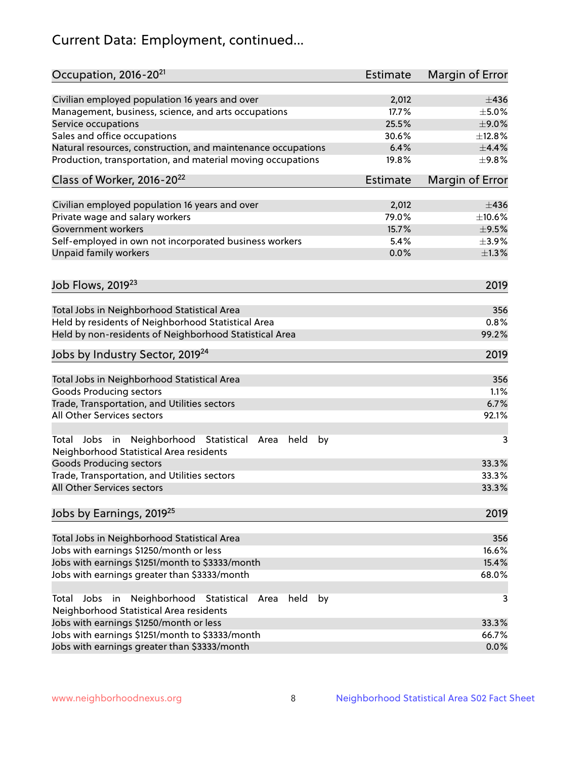# Current Data: Employment, continued...

| Occupation, 2016-20[21] | Estimate | Margin of Error |
|---|---|---|
| Civilian employed population 16 years and over | 2,012 | ±436 |
| Management, business, science, and arts occupations | 17.7% | ±5.0% |
| Service occupations | 25.5% | ±9.0% |
| Sales and office occupations | 30.6% | ±12.8% |
| Natural resources, construction, and maintenance occupations | 6.4% | ±4.4% |
| Production, transportation, and material moving occupations | 19.8% | ±9.8% |

| Class of Worker, 2016-20[22] | Estimate | Margin of Error |
|---|---|---|
| Civilian employed population 16 years and over | 2,012 | ±436 |
| Private wage and salary workers | 79.0% | ±10.6% |
| Government workers | 15.7% | ±9.5% |
| Self-employed in own not incorporated business workers | 5.4% | ±3.9% |
| Unpaid family workers | 0.0% | ±1.3% |

| Job Flows, 2019[23] | 2019 |
|---|---|
| Total Jobs in Neighborhood Statistical Area | 356 |
| Held by residents of Neighborhood Statistical Area | 0.8% |
| Held by non-residents of Neighborhood Statistical Area | 99.2% |

| Jobs by Industry Sector, 2019[24] | 2019 |
|---|---|
| Total Jobs in Neighborhood Statistical Area | 356 |
| Goods Producing sectors | 1.1% |
| Trade, Transportation, and Utilities sectors | 6.7% |
| All Other Services sectors | 92.1% |
| | |
| Total Jobs in Neighborhood Statistical Area held by Neighborhood Statistical Area residents | 3 |
| Goods Producing sectors | 33.3% |
| Trade, Transportation, and Utilities sectors | 33.3% |
| All Other Services sectors | 33.3% |

| Jobs by Earnings, 2019[25] | 2019 |
|---|---|
| Total Jobs in Neighborhood Statistical Area | 356 |
| Jobs with earnings $1250/month or less | 16.6% |
| Jobs with earnings $1251/month to $3333/month | 15.4% |
| Jobs with earnings greater than $3333/month | 68.0% |
| | |
| Total Jobs in Neighborhood Statistical Area held by Neighborhood Statistical Area residents | 3 |
| Jobs with earnings $1250/month or less | 33.3% |
| Jobs with earnings $1251/month to $3333/month | 66.7% |
| Jobs with earnings greater than $3333/month | 0.0% |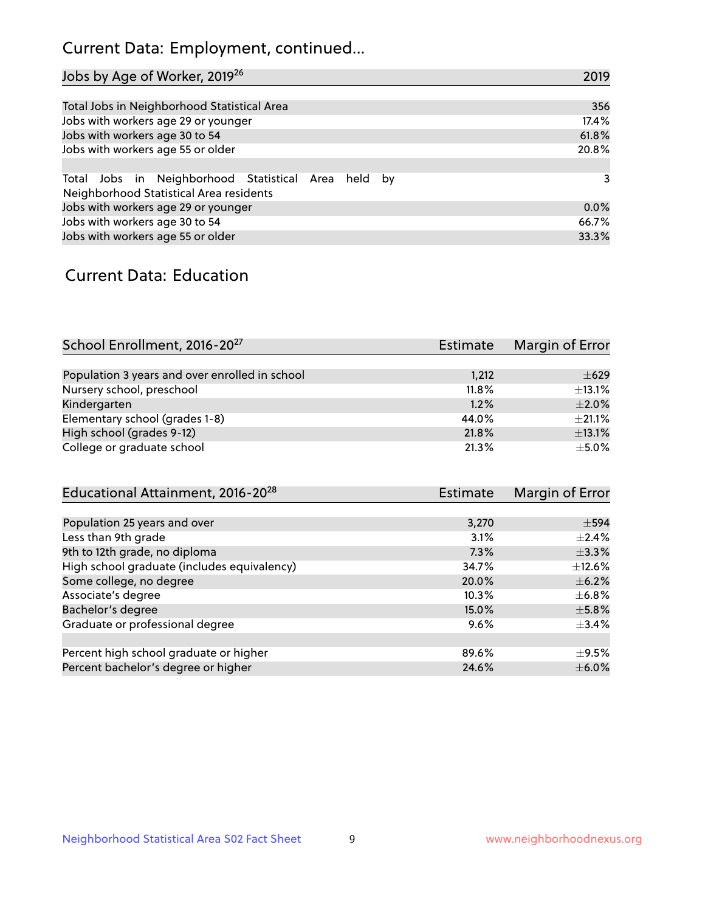## Current Data: Employment, continued...

| Jobs by Age of Worker, 2019[26] | 2019 |
|---|---|
| Total Jobs in Neighborhood Statistical Area | 356 |
| Jobs with workers age 29 or younger | 17.4% |
| Jobs with workers age 30 to 54 | 61.8% |
| Jobs with workers age 55 or older | 20.8% |
| | |
| Total Jobs in Neighborhood Statistical Area held by Neighborhood Statistical Area residents | 3 |
| Jobs with workers age 29 or younger | 0.0% |
| Jobs with workers age 30 to 54 | 66.7% |
| Jobs with workers age 55 or older | 33.3% |

## Current Data: Education

| School Enrollment, 2016-20[27] | Estimate | Margin of Error |
|---|---|---|
| Population 3 years and over enrolled in school | 1,212 | ±629 |
| Nursery school, preschool | 11.8% | ±13.1% |
| Kindergarten | 1.2% | ±2.0% |
| Elementary school (grades 1-8) | 44.0% | ±21.1% |
| High school (grades 9-12) | 21.8% | ±13.1% |
| College or graduate school | 21.3% | ±5.0% |

| Educational Attainment, 2016-20[28] | Estimate | Margin of Error |
|---|---|---|
| Population 25 years and over | 3,270 | ±594 |
| Less than 9th grade | 3.1% | ±2.4% |
| 9th to 12th grade, no diploma | 7.3% | ±3.3% |
| High school graduate (includes equivalency) | 34.7% | ±12.6% |
| Some college, no degree | 20.0% | ±6.2% |
| Associate's degree | 10.3% | ±6.8% |
| Bachelor's degree | 15.0% | ±5.8% |
| Graduate or professional degree | 9.6% | ±3.4% |
| | | |
| Percent high school graduate or higher | 89.6% | ±9.5% |
| Percent bachelor's degree or higher | 24.6% | ±6.0% |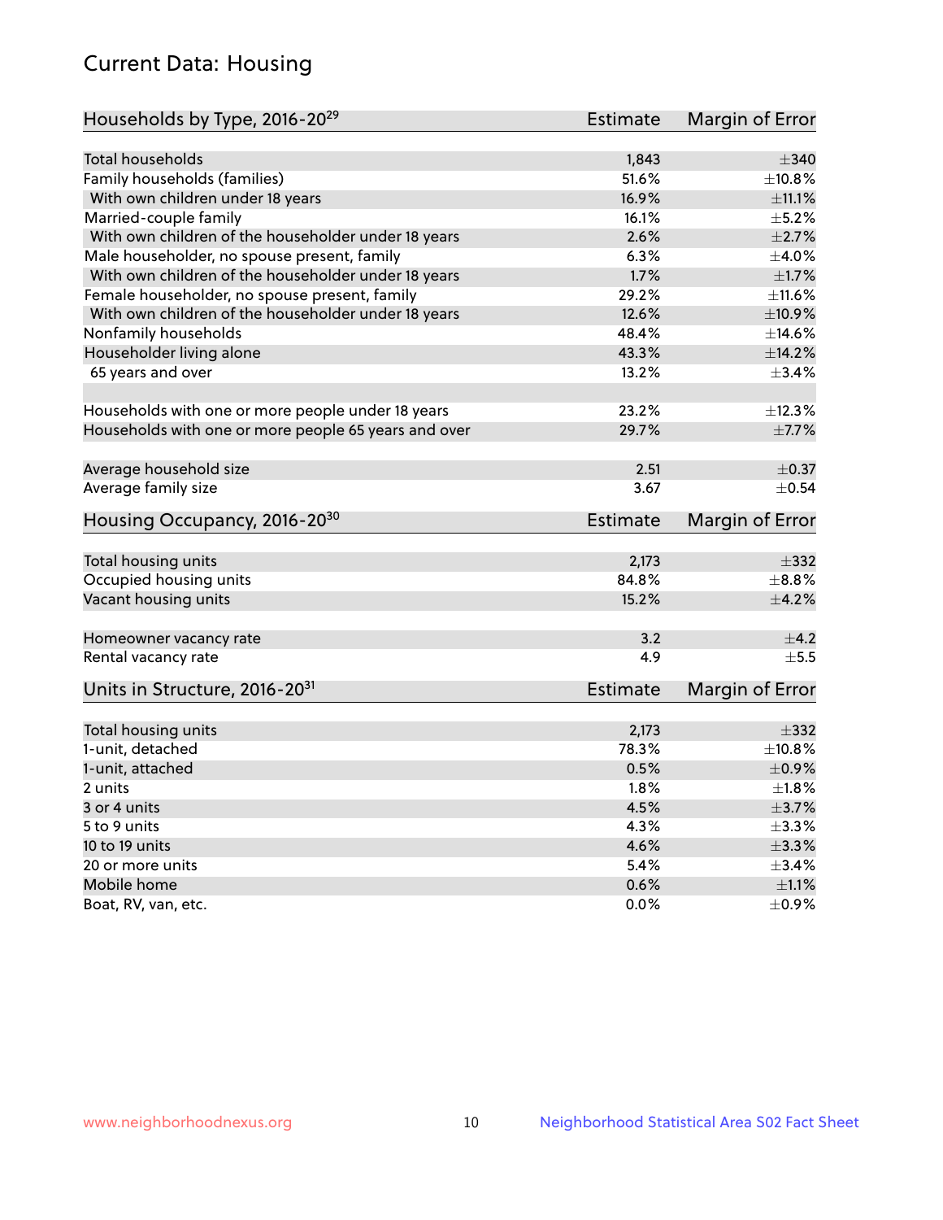## Current Data: Housing

| Households by Type, 2016-20[29] | Estimate | Margin of Error |
|---|---|---|
| Total households | 1,843 | ±340 |
| Family households (families) | 51.6% | ±10.8% |
| With own children under 18 years | 16.9% | ±11.1% |
| Married-couple family | 16.1% | ±5.2% |
| With own children of the householder under 18 years | 2.6% | ±2.7% |
| Male householder, no spouse present, family | 6.3% | ±4.0% |
| With own children of the householder under 18 years | 1.7% | ±1.7% |
| Female householder, no spouse present, family | 29.2% | ±11.6% |
| With own children of the householder under 18 years | 12.6% | ±10.9% |
| Nonfamily households | 48.4% | ±14.6% |
| Householder living alone | 43.3% | ±14.2% |
| 65 years and over | 13.2% | ±3.4% |
| Households with one or more people under 18 years | 23.2% | ±12.3% |
| Households with one or more people 65 years and over | 29.7% | ±7.7% |
| Average household size | 2.51 | ±0.37 |
| Average family size | 3.67 | ±0.54 |

| Housing Occupancy, 2016-20[30] | Estimate | Margin of Error |
|---|---|---|
| Total housing units | 2,173 | ±332 |
| Occupied housing units | 84.8% | ±8.8% |
| Vacant housing units | 15.2% | ±4.2% |
| Homeowner vacancy rate | 3.2 | ±4.2 |
| Rental vacancy rate | 4.9 | ±5.5 |

| Units in Structure, 2016-20[31] | Estimate | Margin of Error |
|---|---|---|
| Total housing units | 2,173 | ±332 |
| 1-unit, detached | 78.3% | ±10.8% |
| 1-unit, attached | 0.5% | ±0.9% |
| 2 units | 1.8% | ±1.8% |
| 3 or 4 units | 4.5% | ±3.7% |
| 5 to 9 units | 4.3% | ±3.3% |
| 10 to 19 units | 4.6% | ±3.3% |
| 20 or more units | 5.4% | ±3.4% |
| Mobile home | 0.6% | ±1.1% |
| Boat, RV, van, etc. | 0.0% | ±0.9% |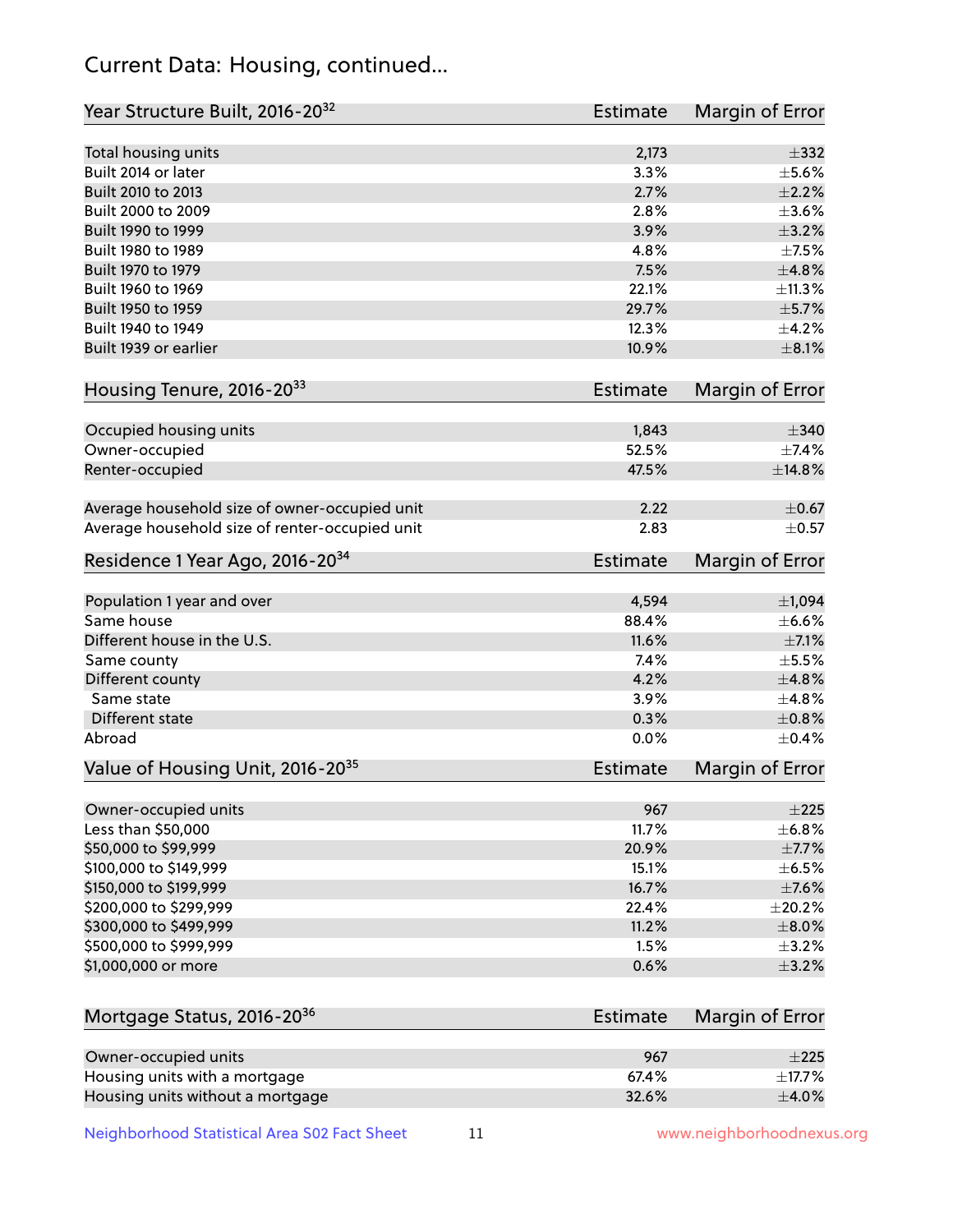## Current Data: Housing, continued...

| Year Structure Built, 2016-20[32] | Estimate | Margin of Error |
|---|---|---|
| Total housing units | 2,173 | ±332 |
| Built 2014 or later | 3.3% | ±5.6% |
| Built 2010 to 2013 | 2.7% | ±2.2% |
| Built 2000 to 2009 | 2.8% | ±3.6% |
| Built 1990 to 1999 | 3.9% | ±3.2% |
| Built 1980 to 1989 | 4.8% | ±7.5% |
| Built 1970 to 1979 | 7.5% | ±4.8% |
| Built 1960 to 1969 | 22.1% | ±11.3% |
| Built 1950 to 1959 | 29.7% | ±5.7% |
| Built 1940 to 1949 | 12.3% | ±4.2% |
| Built 1939 or earlier | 10.9% | ±8.1% |

| Housing Tenure, 2016-20[33] | Estimate | Margin of Error |
|---|---|---|
| Occupied housing units | 1,843 | ±340 |
| Owner-occupied | 52.5% | ±7.4% |
| Renter-occupied | 47.5% | ±14.8% |
| Average household size of owner-occupied unit | 2.22 | ±0.67 |
| Average household size of renter-occupied unit | 2.83 | ±0.57 |

| Residence 1 Year Ago, 2016-20[34] | Estimate | Margin of Error |
|---|---|---|
| Population 1 year and over | 4,594 | ±1,094 |
| Same house | 88.4% | ±6.6% |
| Different house in the U.S. | 11.6% | ±7.1% |
| Same county | 7.4% | ±5.5% |
| Different county | 4.2% | ±4.8% |
| Same state | 3.9% | ±4.8% |
| Different state | 0.3% | ±0.8% |
| Abroad | 0.0% | ±0.4% |

| Value of Housing Unit, 2016-20[35] | Estimate | Margin of Error |
|---|---|---|
| Owner-occupied units | 967 | ±225 |
| Less than $50,000 | 11.7% | ±6.8% |
| $50,000 to $99,999 | 20.9% | ±7.7% |
| $100,000 to $149,999 | 15.1% | ±6.5% |
| $150,000 to $199,999 | 16.7% | ±7.6% |
| $200,000 to $299,999 | 22.4% | ±20.2% |
| $300,000 to $499,999 | 11.2% | ±8.0% |
| $500,000 to $999,999 | 1.5% | ±3.2% |
| $1,000,000 or more | 0.6% | ±3.2% |

| Mortgage Status, 2016-20[36] | Estimate | Margin of Error |
|---|---|---|
| Owner-occupied units | 967 | ±225 |
| Housing units with a mortgage | 67.4% | ±17.7% |
| Housing units without a mortgage | 32.6% | ±4.0% |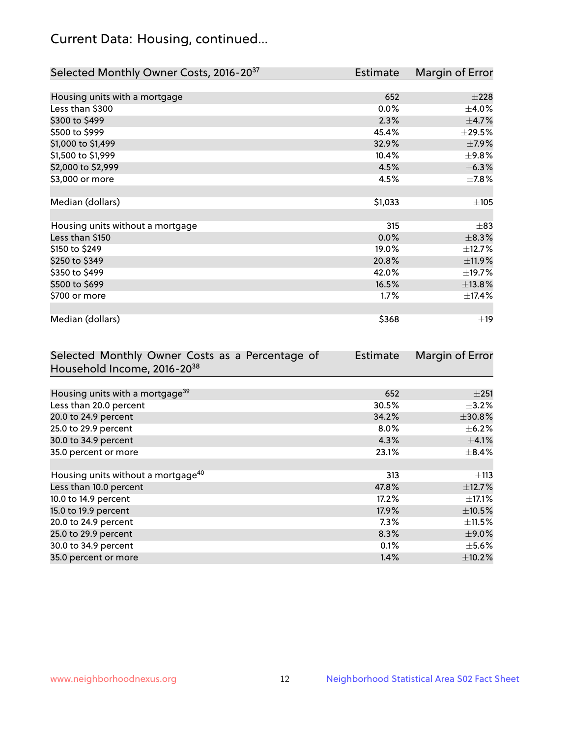## Current Data: Housing, continued...

| Selected Monthly Owner Costs, 2016-20[37] | Estimate | Margin of Error |
|---|---|---|
| Housing units with a mortgage | 652 | ±228 |
| Less than $300 | 0.0% | ±4.0% |
| $300 to $499 | 2.3% | ±4.7% |
| $500 to $999 | 45.4% | ±29.5% |
| $1,000 to $1,499 | 32.9% | ±7.9% |
| $1,500 to $1,999 | 10.4% | ±9.8% |
| $2,000 to $2,999 | 4.5% | ±6.3% |
| $3,000 or more | 4.5% | ±7.8% |
| | | |
| Median (dollars) | $1,033 | ±105 |
| | | |
| Housing units without a mortgage | 315 | ±83 |
| Less than $150 | 0.0% | ±8.3% |
| $150 to $249 | 19.0% | ±12.7% |
| $250 to $349 | 20.8% | ±11.9% |
| $350 to $499 | 42.0% | ±19.7% |
| $500 to $699 | 16.5% | ±13.8% |
| $700 or more | 1.7% | ±17.4% |
| | | |
| Median (dollars) | $368 | ±19 |

| Selected Monthly Owner Costs as a Percentage of Household Income, 2016-20[38] | Estimate | Margin of Error |
|---|---|---|
| Housing units with a mortgage[39] | 652 | ±251 |
| Less than 20.0 percent | 30.5% | ±3.2% |
| 20.0 to 24.9 percent | 34.2% | ±30.8% |
| 25.0 to 29.9 percent | 8.0% | ±6.2% |
| 30.0 to 34.9 percent | 4.3% | ±4.1% |
| 35.0 percent or more | 23.1% | ±8.4% |
| | | |
| Housing units without a mortgage[40] | 313 | ±113 |
| Less than 10.0 percent | 47.8% | ±12.7% |
| 10.0 to 14.9 percent | 17.2% | ±17.1% |
| 15.0 to 19.9 percent | 17.9% | ±10.5% |
| 20.0 to 24.9 percent | 7.3% | ±11.5% |
| 25.0 to 29.9 percent | 8.3% | ±9.0% |
| 30.0 to 34.9 percent | 0.1% | ±5.6% |
| 35.0 percent or more | 1.4% | ±10.2% |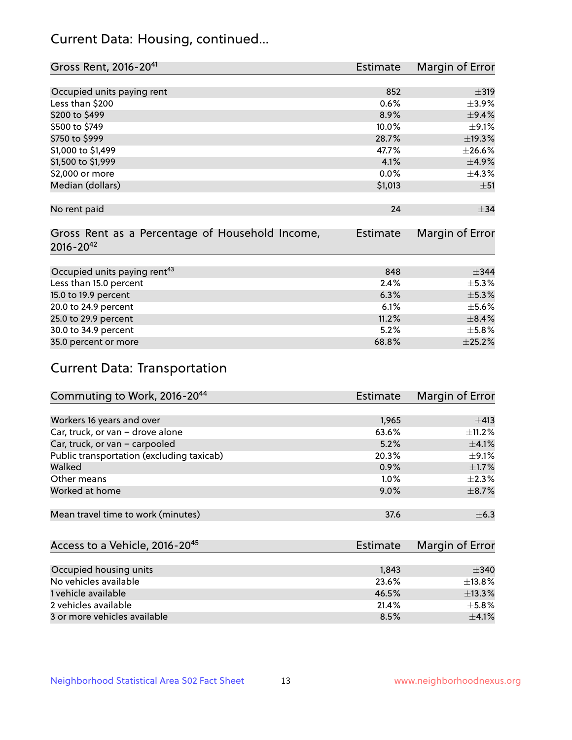## Current Data: Housing, continued...

| Gross Rent, 2016-20[41] | Estimate | Margin of Error |
|---|---|---|
| Occupied units paying rent | 852 | ±319 |
| Less than $200 | 0.6% | ±3.9% |
| $200 to $499 | 8.9% | ±9.4% |
| $500 to $749 | 10.0% | ±9.1% |
| $750 to $999 | 28.7% | ±19.3% |
| $1,000 to $1,499 | 47.7% | ±26.6% |
| $1,500 to $1,999 | 4.1% | ±4.9% |
| $2,000 or more | 0.0% | ±4.3% |
| Median (dollars) | $1,013 | ±51 |
| No rent paid | 24 | ±34 |

| Gross Rent as a Percentage of Household Income, 2016-20[42] | Estimate | Margin of Error |
|---|---|---|
| Occupied units paying rent[43] | 848 | ±344 |
| Less than 15.0 percent | 2.4% | ±5.3% |
| 15.0 to 19.9 percent | 6.3% | ±5.3% |
| 20.0 to 24.9 percent | 6.1% | ±5.6% |
| 25.0 to 29.9 percent | 11.2% | ±8.4% |
| 30.0 to 34.9 percent | 5.2% | ±5.8% |
| 35.0 percent or more | 68.8% | ±25.2% |

## Current Data: Transportation

| Commuting to Work, 2016-20[44] | Estimate | Margin of Error |
|---|---|---|
| Workers 16 years and over | 1,965 | ±413 |
| Car, truck, or van – drove alone | 63.6% | ±11.2% |
| Car, truck, or van – carpooled | 5.2% | ±4.1% |
| Public transportation (excluding taxicab) | 20.3% | ±9.1% |
| Walked | 0.9% | ±1.7% |
| Other means | 1.0% | ±2.3% |
| Worked at home | 9.0% | ±8.7% |
| Mean travel time to work (minutes) | 37.6 | ±6.3 |

| Access to a Vehicle, 2016-20[45] | Estimate | Margin of Error |
|---|---|---|
| Occupied housing units | 1,843 | ±340 |
| No vehicles available | 23.6% | ±13.8% |
| 1 vehicle available | 46.5% | ±13.3% |
| 2 vehicles available | 21.4% | ±5.8% |
| 3 or more vehicles available | 8.5% | ±4.1% |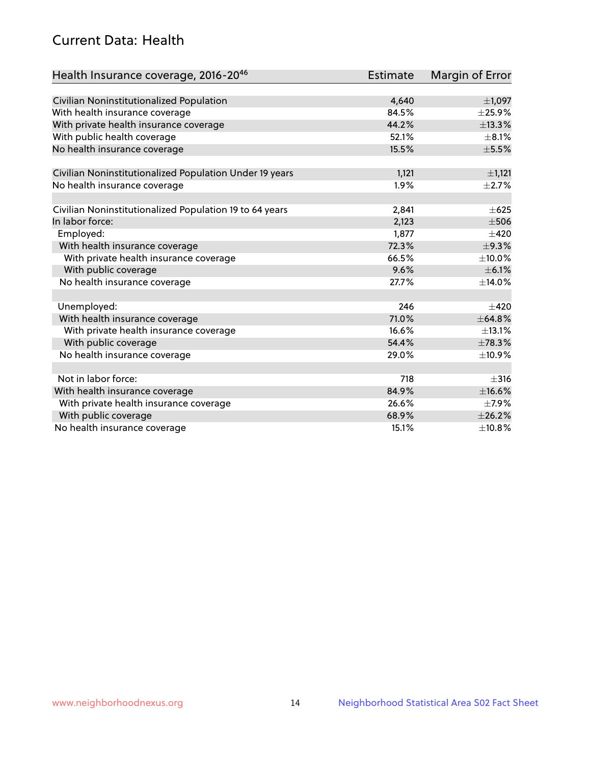## Current Data: Health

| Health Insurance coverage, 2016-20[46] | Estimate | Margin of Error |
|---|---|---|
| Civilian Noninstitutionalized Population | 4,640 | ±1,097 |
| With health insurance coverage | 84.5% | ±25.9% |
| With private health insurance coverage | 44.2% | ±13.3% |
| With public health coverage | 52.1% | ±8.1% |
| No health insurance coverage | 15.5% | ±5.5% |
| | | |
| Civilian Noninstitutionalized Population Under 19 years | 1,121 | ±1,121 |
| No health insurance coverage | 1.9% | ±2.7% |
| | | |
| Civilian Noninstitutionalized Population 19 to 64 years | 2,841 | ±625 |
| In labor force: | 2,123 | ±506 |
| Employed: | 1,877 | ±420 |
| With health insurance coverage | 72.3% | ±9.3% |
| With private health insurance coverage | 66.5% | ±10.0% |
| With public coverage | 9.6% | ±6.1% |
| No health insurance coverage | 27.7% | ±14.0% |
| | | |
| Unemployed: | 246 | ±420 |
| With health insurance coverage | 71.0% | ±64.8% |
| With private health insurance coverage | 16.6% | ±13.1% |
| With public coverage | 54.4% | ±78.3% |
| No health insurance coverage | 29.0% | ±10.9% |
| | | |
| Not in labor force: | 718 | ±316 |
| With health insurance coverage | 84.9% | ±16.6% |
| With private health insurance coverage | 26.6% | ±7.9% |
| With public coverage | 68.9% | ±26.2% |
| No health insurance coverage | 15.1% | ±10.8% |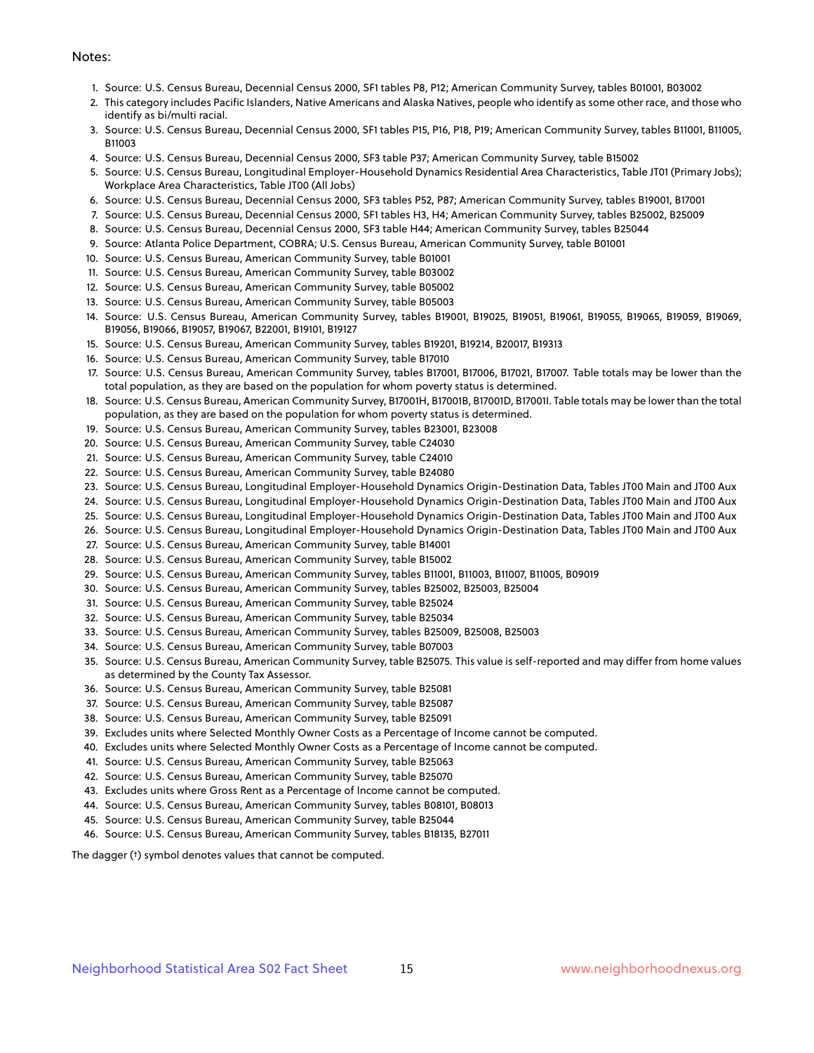Notes:

1. Source: U.S. Census Bureau, Decennial Census 2000, SF1 tables P8, P12; American Community Survey, tables B01001, B03002
2. This category includes Pacific Islanders, Native Americans and Alaska Natives, people who identify as some other race, and those who identify as bi/multi racial.
3. Source: U.S. Census Bureau, Decennial Census 2000, SF1 tables P15, P16, P18, P19; American Community Survey, tables B11001, B11005, B11003
4. Source: U.S. Census Bureau, Decennial Census 2000, SF3 table P37; American Community Survey, table B15002
5. Source: U.S. Census Bureau, Longitudinal Employer-Household Dynamics Residential Area Characteristics, Table JT01 (Primary Jobs); Workplace Area Characteristics, Table JT00 (All Jobs)
6. Source: U.S. Census Bureau, Decennial Census 2000, SF3 tables P52, P87; American Community Survey, tables B19001, B17001
7. Source: U.S. Census Bureau, Decennial Census 2000, SF1 tables H3, H4; American Community Survey, tables B25002, B25009
8. Source: U.S. Census Bureau, Decennial Census 2000, SF3 table H44; American Community Survey, tables B25044
9. Source: Atlanta Police Department, COBRA; U.S. Census Bureau, American Community Survey, table B01001
10. Source: U.S. Census Bureau, American Community Survey, table B01001
11. Source: U.S. Census Bureau, American Community Survey, table B03002
12. Source: U.S. Census Bureau, American Community Survey, table B05002
13. Source: U.S. Census Bureau, American Community Survey, table B05003
14. Source: U.S. Census Bureau, American Community Survey, tables B19001, B19025, B19051, B19061, B19055, B19065, B19059, B19069, B19056, B19066, B19057, B19067, B22001, B19101, B19127
15. Source: U.S. Census Bureau, American Community Survey, tables B19201, B19214, B20017, B19313
16. Source: U.S. Census Bureau, American Community Survey, table B17010
17. Source: U.S. Census Bureau, American Community Survey, tables B17001, B17006, B17021, B17007. Table totals may be lower than the total population, as they are based on the population for whom poverty status is determined.
18. Source: U.S. Census Bureau, American Community Survey, B17001H, B17001B, B17001D, B17001I. Table totals may be lower than the total population, as they are based on the population for whom poverty status is determined.
19. Source: U.S. Census Bureau, American Community Survey, tables B23001, B23008
20. Source: U.S. Census Bureau, American Community Survey, table C24030
21. Source: U.S. Census Bureau, American Community Survey, table C24010
22. Source: U.S. Census Bureau, American Community Survey, table B24080
23. Source: U.S. Census Bureau, Longitudinal Employer-Household Dynamics Origin-Destination Data, Tables JT00 Main and JT00 Aux
24. Source: U.S. Census Bureau, Longitudinal Employer-Household Dynamics Origin-Destination Data, Tables JT00 Main and JT00 Aux
25. Source: U.S. Census Bureau, Longitudinal Employer-Household Dynamics Origin-Destination Data, Tables JT00 Main and JT00 Aux
26. Source: U.S. Census Bureau, Longitudinal Employer-Household Dynamics Origin-Destination Data, Tables JT00 Main and JT00 Aux
27. Source: U.S. Census Bureau, American Community Survey, table B14001
28. Source: U.S. Census Bureau, American Community Survey, table B15002
29. Source: U.S. Census Bureau, American Community Survey, tables B11001, B11003, B11007, B11005, B09019
30. Source: U.S. Census Bureau, American Community Survey, tables B25002, B25003, B25004
31. Source: U.S. Census Bureau, American Community Survey, table B25024
32. Source: U.S. Census Bureau, American Community Survey, table B25034
33. Source: U.S. Census Bureau, American Community Survey, tables B25009, B25008, B25003
34. Source: U.S. Census Bureau, American Community Survey, table B07003
35. Source: U.S. Census Bureau, American Community Survey, table B25075. This value is self-reported and may differ from home values as determined by the County Tax Assessor.
36. Source: U.S. Census Bureau, American Community Survey, table B25081
37. Source: U.S. Census Bureau, American Community Survey, table B25087
38. Source: U.S. Census Bureau, American Community Survey, table B25091
39. Excludes units where Selected Monthly Owner Costs as a Percentage of Income cannot be computed.
40. Excludes units where Selected Monthly Owner Costs as a Percentage of Income cannot be computed.
41. Source: U.S. Census Bureau, American Community Survey, table B25063
42. Source: U.S. Census Bureau, American Community Survey, table B25070
43. Excludes units where Gross Rent as a Percentage of Income cannot be computed.
44. Source: U.S. Census Bureau, American Community Survey, tables B08101, B08013
45. Source: U.S. Census Bureau, American Community Survey, table B25044
46. Source: U.S. Census Bureau, American Community Survey, tables B18135, B27011

The dagger (†) symbol denotes values that cannot be computed.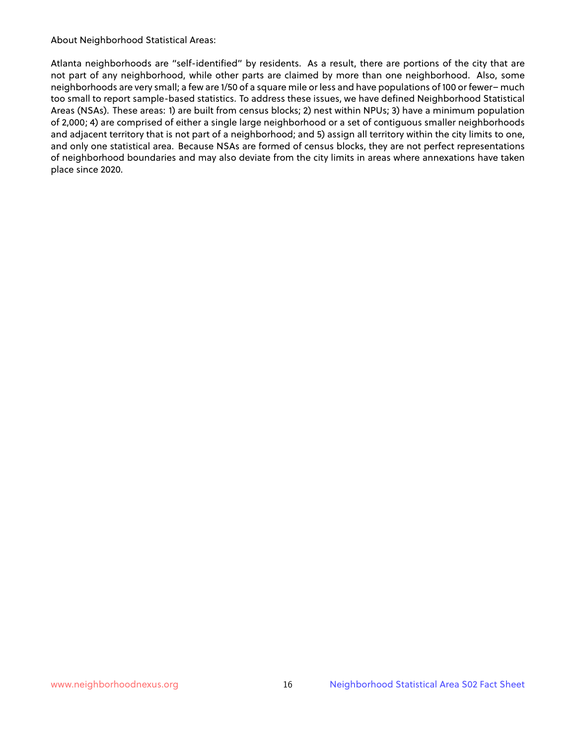About Neighborhood Statistical Areas:

Atlanta neighborhoods are "self-identified" by residents. As a result, there are portions of the city that are not part of any neighborhood, while other parts are claimed by more than one neighborhood. Also, some neighborhoods are very small; a few are 1/50 of a square mile or less and have populations of 100 or fewer– much too small to report sample-based statistics. To address these issues, we have defined Neighborhood Statistical Areas (NSAs). These areas: 1) are built from census blocks; 2) nest within NPUs; 3) have a minimum population of 2,000; 4) are comprised of either a single large neighborhood or a set of contiguous smaller neighborhoods and adjacent territory that is not part of a neighborhood; and 5) assign all territory within the city limits to one, and only one statistical area. Because NSAs are formed of census blocks, they are not perfect representations of neighborhood boundaries and may also deviate from the city limits in areas where annexations have taken place since 2020.